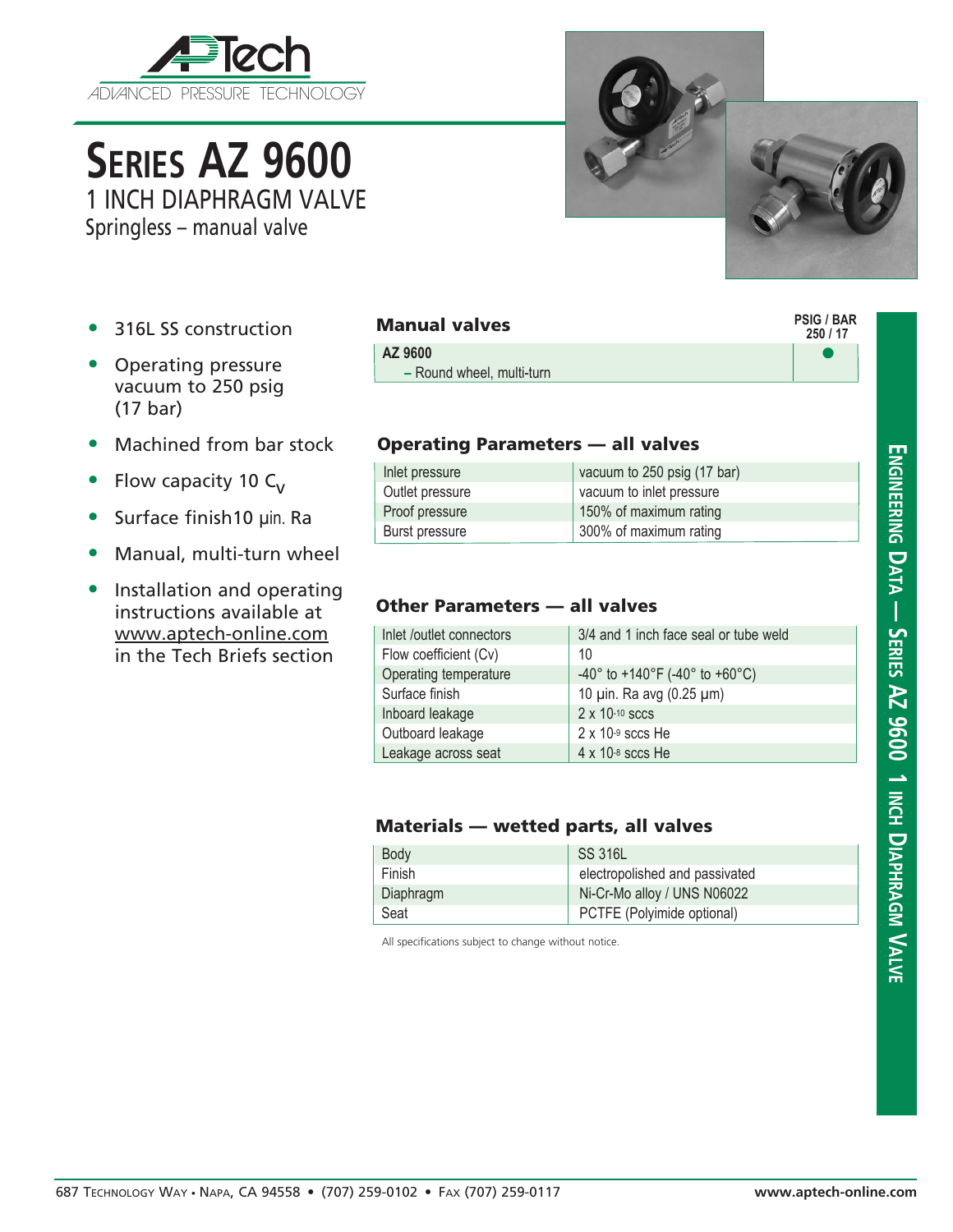APTech
ADVANCED PRESSURE TECHNOLOGY

# SERIES AZ 9600

## 1 INCH DIAPHRAGM VALVE

Springless – manual valve

- 316L SS construction
- Operating pressure vacuum to 250 psig (17 bar)
- Machined from bar stock
- Flow capacity 10 $C_V$
- Surface finish10 µin. Ra
- Manual, multi-turn wheel
- Installation and operating instructions available at www.aptech-online.com in the Tech Briefs section

### Manual valves

| | PSIG / BAR 250 / 17 |
|---|---|
| **AZ 9600** – Round wheel, multi-turn | ● |

### Operating Parameters — all valves

| | |
|---|---|
| Inlet pressure | vacuum to 250 psig (17 bar) |
| Outlet pressure | vacuum to inlet pressure |
| Proof pressure | 150% of maximum rating |
| Burst pressure | 300% of maximum rating |

### Other Parameters — all valves

| | |
|---|---|
| Inlet /outlet connectors | 3/4 and 1 inch face seal or tube weld |
| Flow coefficient (Cv) | 10 |
| Operating temperature | -40° to +140°F (-40° to +60°C) |
| Surface finish | 10 µin. Ra avg (0.25 µm) |
| Inboard leakage | $2 \times 10^{-10}$ sccs |
| Outboard leakage | $2 \times 10^{-9}$ sccs He |
| Leakage across seat | $4 \times 10^{-8}$ sccs He |

### Materials — wetted parts, all valves

| | |
|---|---|
| Body | SS 316L |
| Finish | electropolished and passivated |
| Diaphragm | Ni-Cr-Mo alloy / UNS N06022 |
| Seat | PCTFE (Polyimide optional) |

All specifications subject to change without notice.

ENGINEERING DATA — SERIES AZ 9600 1 INCH DIAPHRAGM VALVE

687 Technology Way • Napa, CA 94558 • (707) 259-0102 • Fax (707) 259-0117 www.aptech-online.com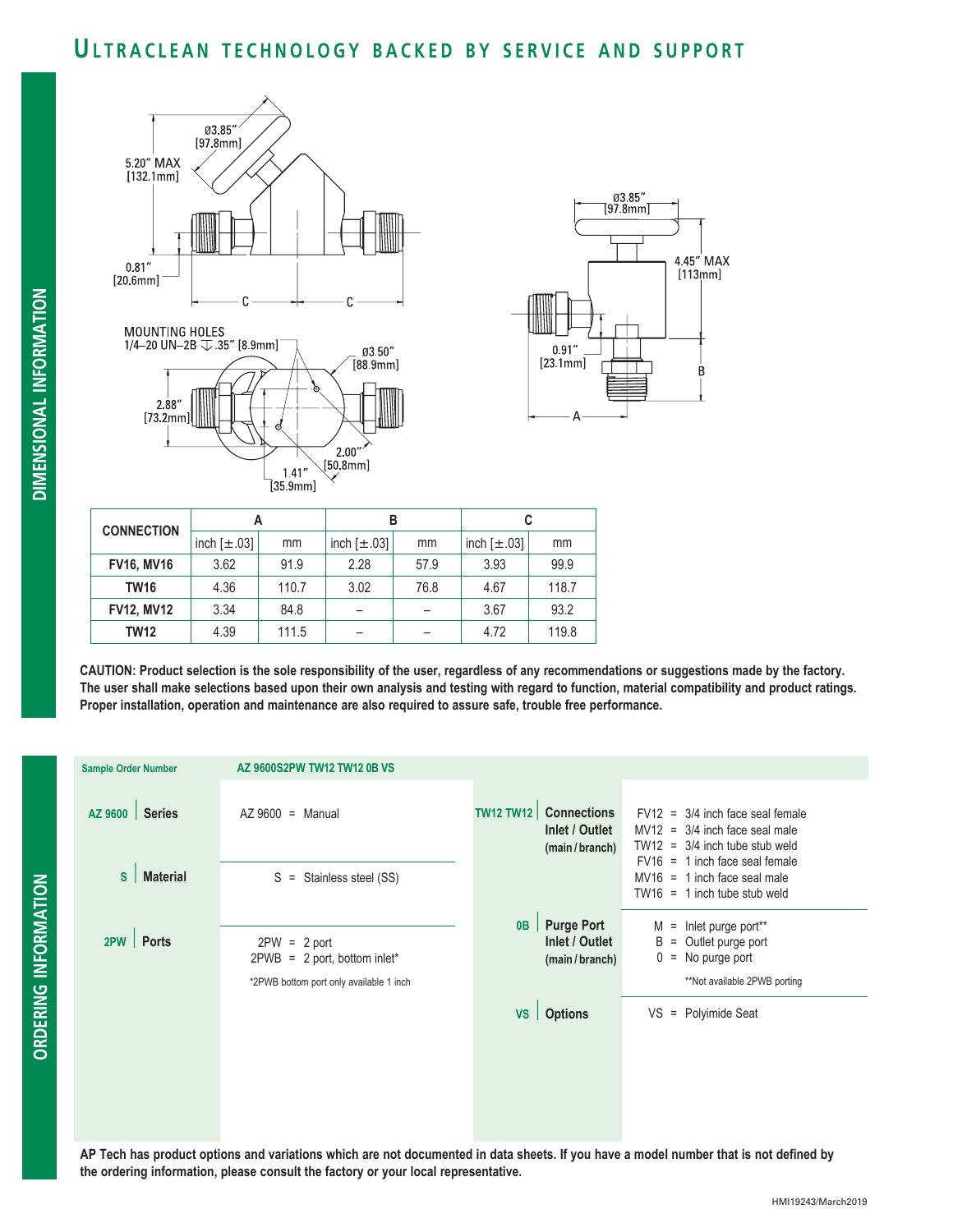# ULTRACLEAN TECHNOLOGY BACKED BY SERVICE AND SUPPORT

## DIMENSIONAL INFORMATION

Ø3.85″
[97.8mm]

5.20″ MAX
[132.1mm]

0.81″
[20.6mm]

C

C

MOUNTING HOLES
1/4–20 UN–2B ↧.35″ [8.9mm]

Ø3.50″
[88.9mm]

2.88″
[73.2mm]

2.00″
[50.8mm]

1.41″
[35.9mm]

Ø3.85″
[97.8mm]

4.45″ MAX
[113mm]

0.91″
[23.1mm]

B

A

| CONNECTION | A | | B | | C | |
|---|---|---|---|---|---|---|
| | inch [±.03] | mm | inch [±.03] | mm | inch [±.03] | mm |
| **FV16, MV16** | 3.62 | 91.9 | 2.28 | 57.9 | 3.93 | 99.9 |
| **TW16** | 4.36 | 110.7 | 3.02 | 76.8 | 4.67 | 118.7 |
| **FV12, MV12** | 3.34 | 84.8 | – | – | 3.67 | 93.2 |
| **TW12** | 4.39 | 111.5 | – | – | 4.72 | 119.8 |

**CAUTION: Product selection is the sole responsibility of the user, regardless of any recommendations or suggestions made by the factory. The user shall make selections based upon their own analysis and testing with regard to function, material compatibility and product ratings. Proper installation, operation and maintenance are also required to assure safe, trouble free performance.**

## ORDERING INFORMATION

**Sample Order Number** **AZ 9600S2PW TW12 TW12 0B VS**

**AZ 9600 | Series**
- AZ 9600 = Manual

**S | Material**
- S = Stainless steel (SS)

**2PW | Ports**
- 2PW = 2 port
- 2PWB = 2 port, bottom inlet*

*2PWB bottom port only available 1 inch

**TW12 TW12 | Connections Inlet / Outlet (main / branch)**
- FV12 = 3/4 inch face seal female
- MV12 = 3/4 inch face seal male
- TW12 = 3/4 inch tube stub weld
- FV16 = 1 inch face seal female
- MV16 = 1 inch face seal male
- TW16 = 1 inch tube stub weld

**0B | Purge Port Inlet / Outlet (main / branch)**
- M = Inlet purge port**
- B = Outlet purge port
- 0 = No purge port

**Not available 2PWB porting

**VS | Options**
- VS = Polyimide Seat

**AP Tech has product options and variations which are not documented in data sheets. If you have a model number that is not defined by the ordering information, please consult the factory or your local representative.**

HMI19243/March2019